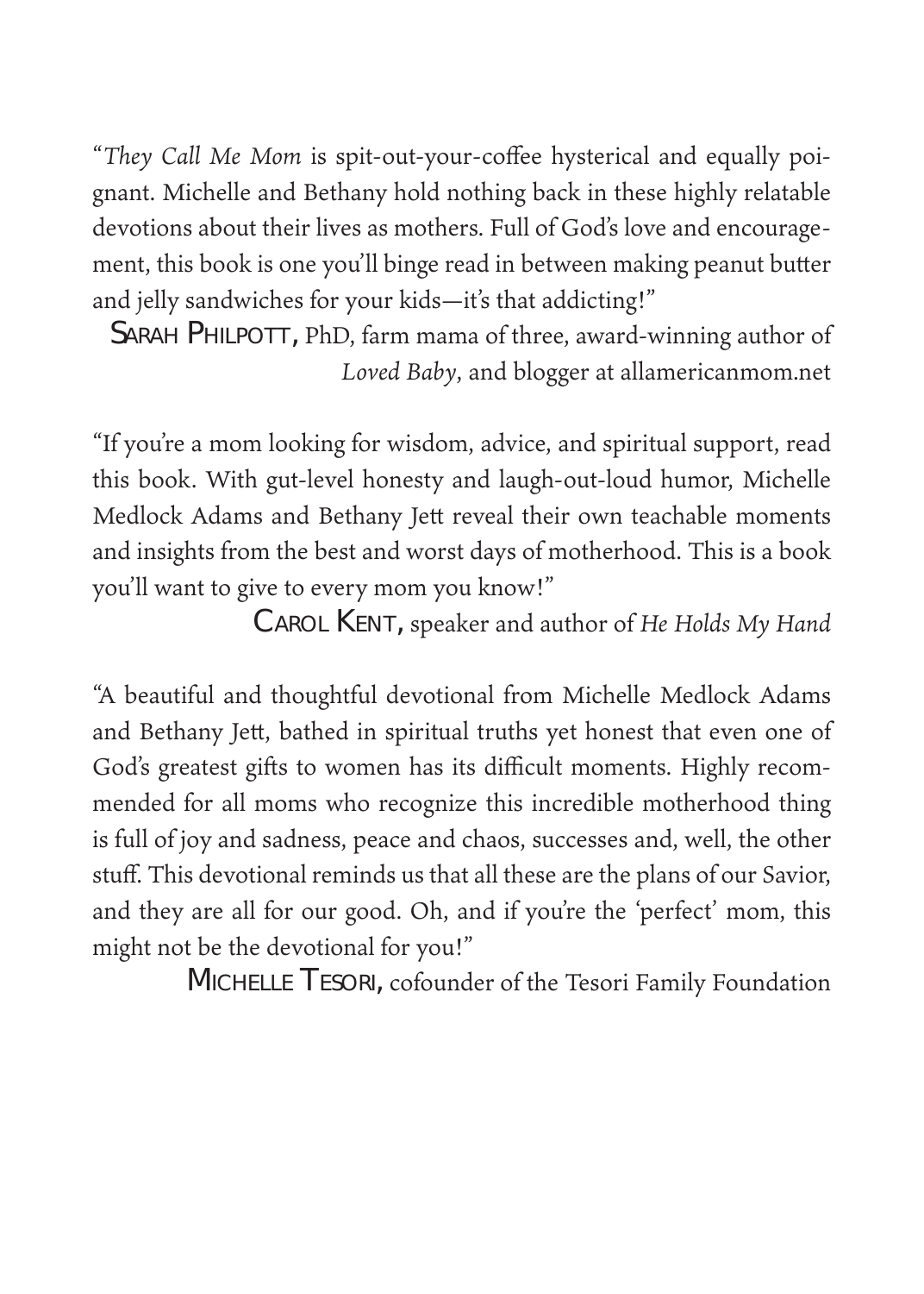"*They Call Me Mom* is spit-out-your-coffee hysterical and equally poignant. Michelle and Bethany hold nothing back in these highly relatable devotions about their lives as mothers. Full of God's love and encouragement, this book is one you'll binge read in between making peanut butter and jelly sandwiches for your kids—it's that addicting!"

SARAH PHILPOTT, PhD, farm mama of three, award-winning author of *Loved Baby*, and blogger at allamericanmom.net

"If you're a mom looking for wisdom, advice, and spiritual support, read this book. With gut-level honesty and laugh-out-loud humor, Michelle Medlock Adams and Bethany Jett reveal their own teachable moments and insights from the best and worst days of motherhood. This is a book you'll want to give to every mom you know!"

CAROL KENT, speaker and author of *He Holds My Hand*

"A beautiful and thoughtful devotional from Michelle Medlock Adams and Bethany Jett, bathed in spiritual truths yet honest that even one of God's greatest gifts to women has its difficult moments. Highly recommended for all moms who recognize this incredible motherhood thing is full of joy and sadness, peace and chaos, successes and, well, the other stuff. This devotional reminds us that all these are the plans of our Savior, and they are all for our good. Oh, and if you're the 'perfect' mom, this might not be the devotional for you!"

MICHELLE TESORI, cofounder of the Tesori Family Foundation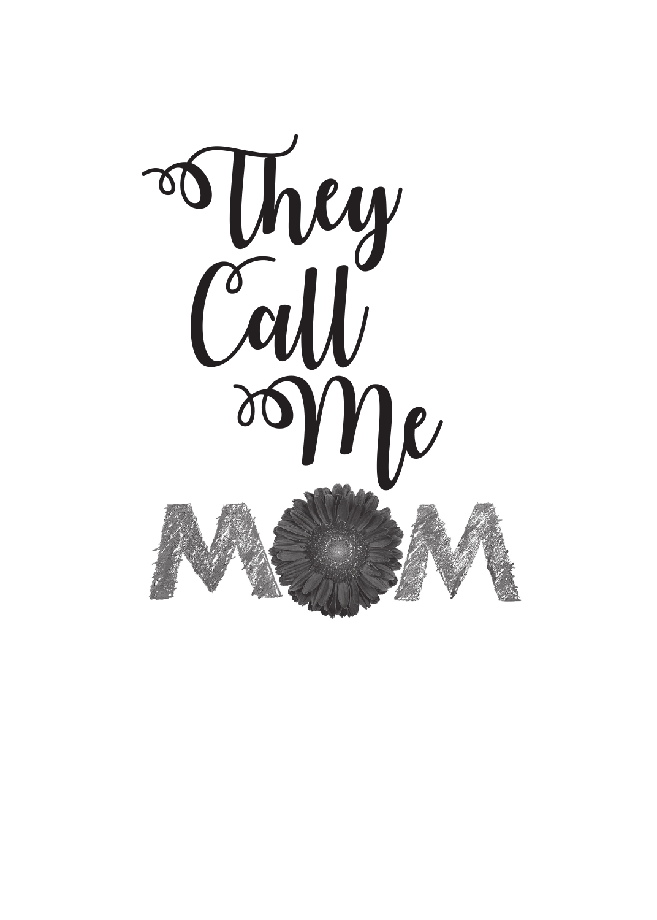# They Call Me MOM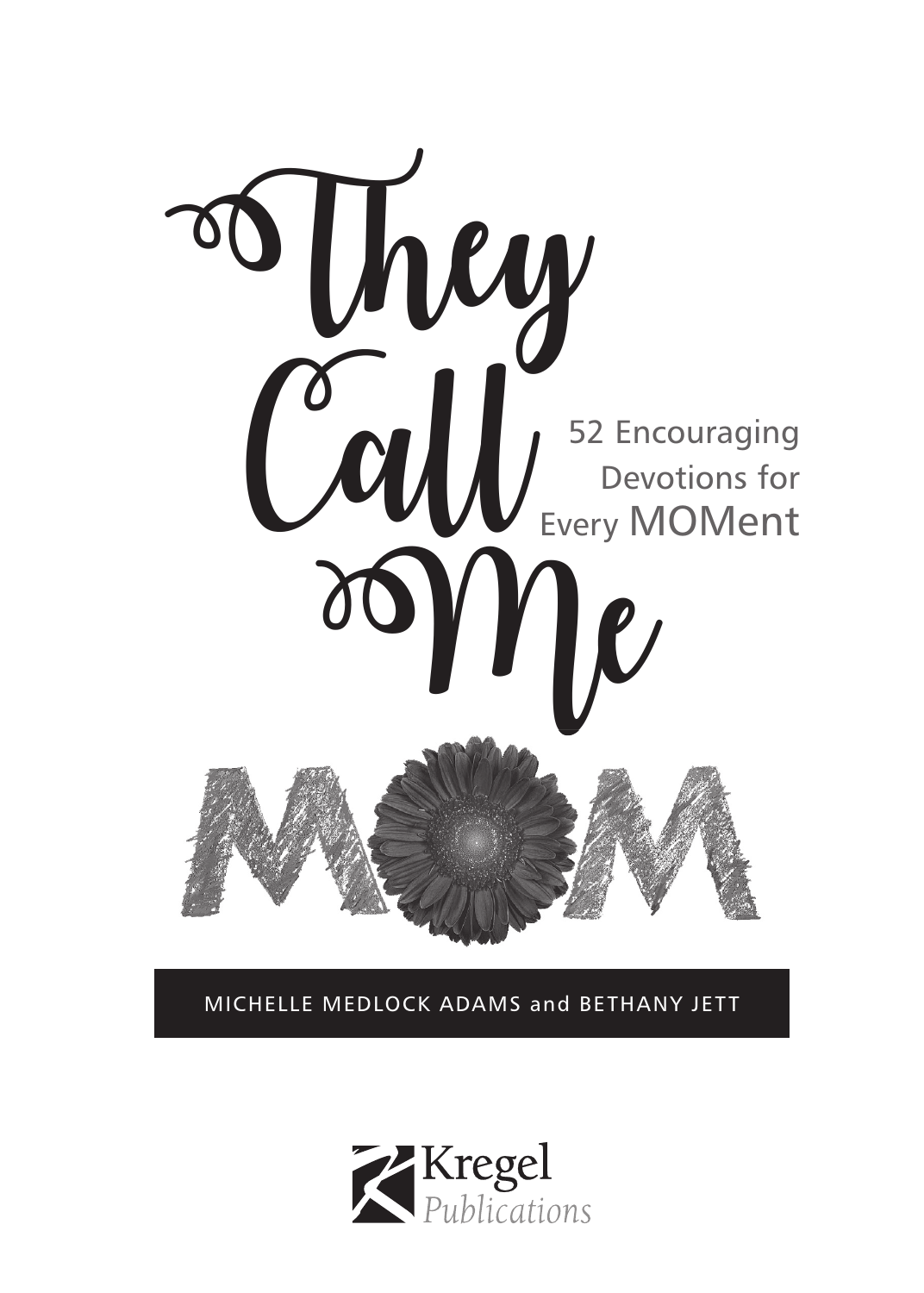# They Call Me MOM

52 Encouraging Devotions for Every MOMent

MICHELLE MEDLOCK ADAMS and BETHANY JETT

Kregel Publications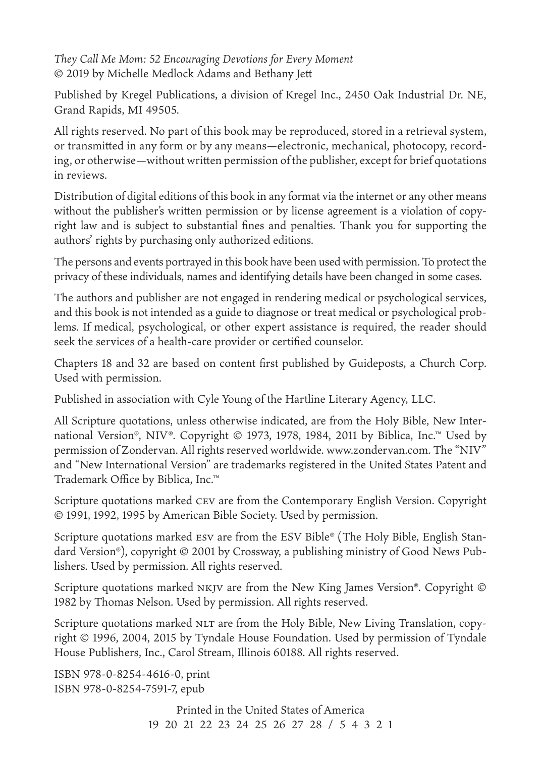*They Call Me Mom: 52 Encouraging Devotions for Every Moment*
© 2019 by Michelle Medlock Adams and Bethany Jett

Published by Kregel Publications, a division of Kregel Inc., 2450 Oak Industrial Dr. NE, Grand Rapids, MI 49505.

All rights reserved. No part of this book may be reproduced, stored in a retrieval system, or transmitted in any form or by any means—electronic, mechanical, photocopy, recording, or otherwise—without written permission of the publisher, except for brief quotations in reviews.

Distribution of digital editions of this book in any format via the internet or any other means without the publisher's written permission or by license agreement is a violation of copyright law and is subject to substantial fines and penalties. Thank you for supporting the authors' rights by purchasing only authorized editions.

The persons and events portrayed in this book have been used with permission. To protect the privacy of these individuals, names and identifying details have been changed in some cases.

The authors and publisher are not engaged in rendering medical or psychological services, and this book is not intended as a guide to diagnose or treat medical or psychological problems. If medical, psychological, or other expert assistance is required, the reader should seek the services of a health-care provider or certified counselor.

Chapters 18 and 32 are based on content first published by Guideposts, a Church Corp. Used with permission.

Published in association with Cyle Young of the Hartline Literary Agency, LLC.

All Scripture quotations, unless otherwise indicated, are from the Holy Bible, New International Version®, NIV®. Copyright © 1973, 1978, 1984, 2011 by Biblica, Inc.™ Used by permission of Zondervan. All rights reserved worldwide. www.zondervan.com. The "NIV" and "New International Version" are trademarks registered in the United States Patent and Trademark Office by Biblica, Inc.™

Scripture quotations marked CEV are from the Contemporary English Version. Copyright © 1991, 1992, 1995 by American Bible Society. Used by permission.

Scripture quotations marked ESV are from the ESV Bible® (The Holy Bible, English Standard Version®), copyright © 2001 by Crossway, a publishing ministry of Good News Publishers. Used by permission. All rights reserved.

Scripture quotations marked NKJV are from the New King James Version®. Copyright © 1982 by Thomas Nelson. Used by permission. All rights reserved.

Scripture quotations marked NLT are from the Holy Bible, New Living Translation, copyright © 1996, 2004, 2015 by Tyndale House Foundation. Used by permission of Tyndale House Publishers, Inc., Carol Stream, Illinois 60188. All rights reserved.

ISBN 978-0-8254-4616-0, print
ISBN 978-0-8254-7591-7, epub

Printed in the United States of America
19 20 21 22 23 24 25 26 27 28 / 5 4 3 2 1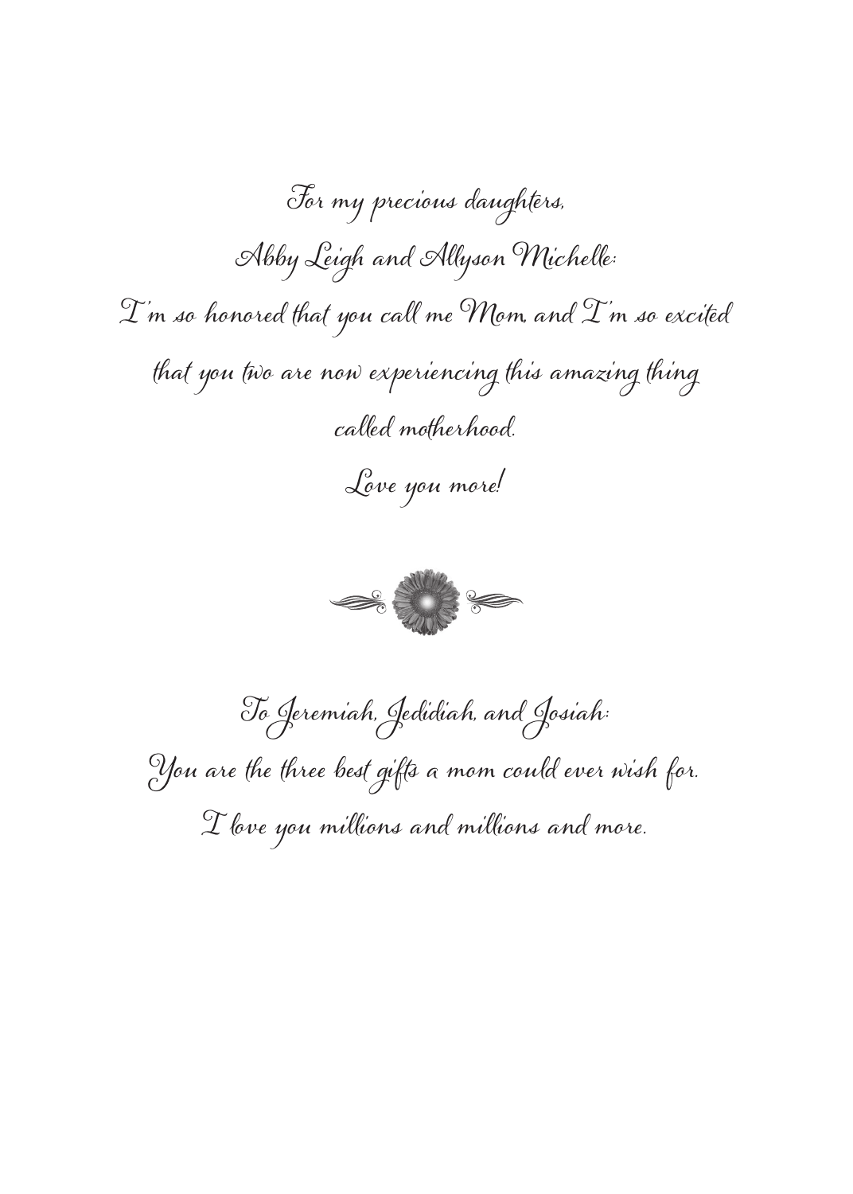*For my precious daughters,*
*Abby Leigh and Allyson Michelle:*
*I'm so honored that you call me Mom, and I'm so excited that you two are now experiencing this amazing thing called motherhood.*
*Love you more!*

*To Jeremiah, Jedidiah, and Josiah:*
*You are the three best gifts a mom could ever wish for.*
*I love you millions and millions and more.*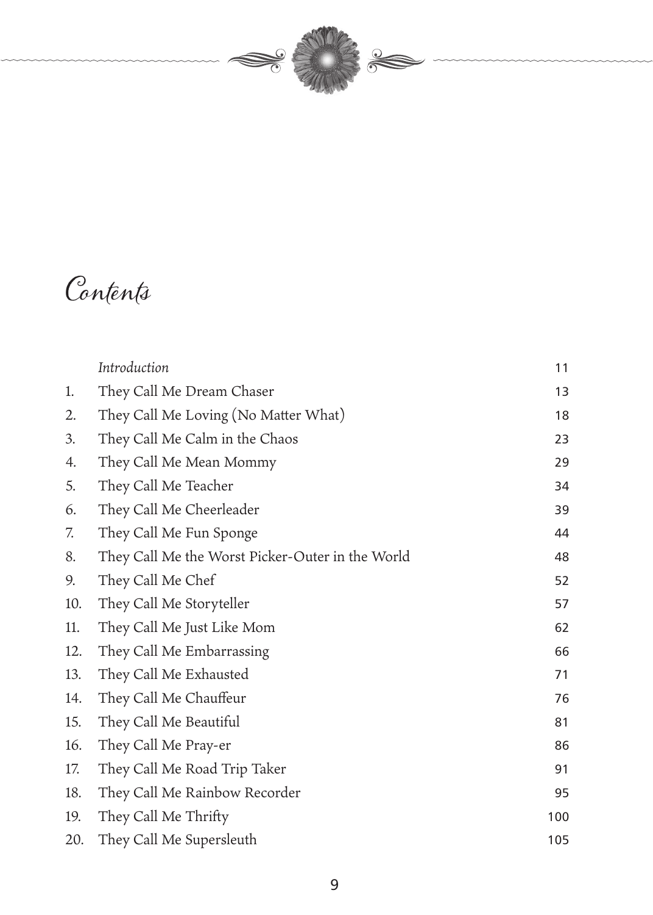# Contents

| | | |
|---|---|---|
| | *Introduction* | 11 |
| 1. | They Call Me Dream Chaser | 13 |
| 2. | They Call Me Loving (No Matter What) | 18 |
| 3. | They Call Me Calm in the Chaos | 23 |
| 4. | They Call Me Mean Mommy | 29 |
| 5. | They Call Me Teacher | 34 |
| 6. | They Call Me Cheerleader | 39 |
| 7. | They Call Me Fun Sponge | 44 |
| 8. | They Call Me the Worst Picker-Outer in the World | 48 |
| 9. | They Call Me Chef | 52 |
| 10. | They Call Me Storyteller | 57 |
| 11. | They Call Me Just Like Mom | 62 |
| 12. | They Call Me Embarrassing | 66 |
| 13. | They Call Me Exhausted | 71 |
| 14. | They Call Me Chauffeur | 76 |
| 15. | They Call Me Beautiful | 81 |
| 16. | They Call Me Pray-er | 86 |
| 17. | They Call Me Road Trip Taker | 91 |
| 18. | They Call Me Rainbow Recorder | 95 |
| 19. | They Call Me Thrifty | 100 |
| 20. | They Call Me Supersleuth | 105 |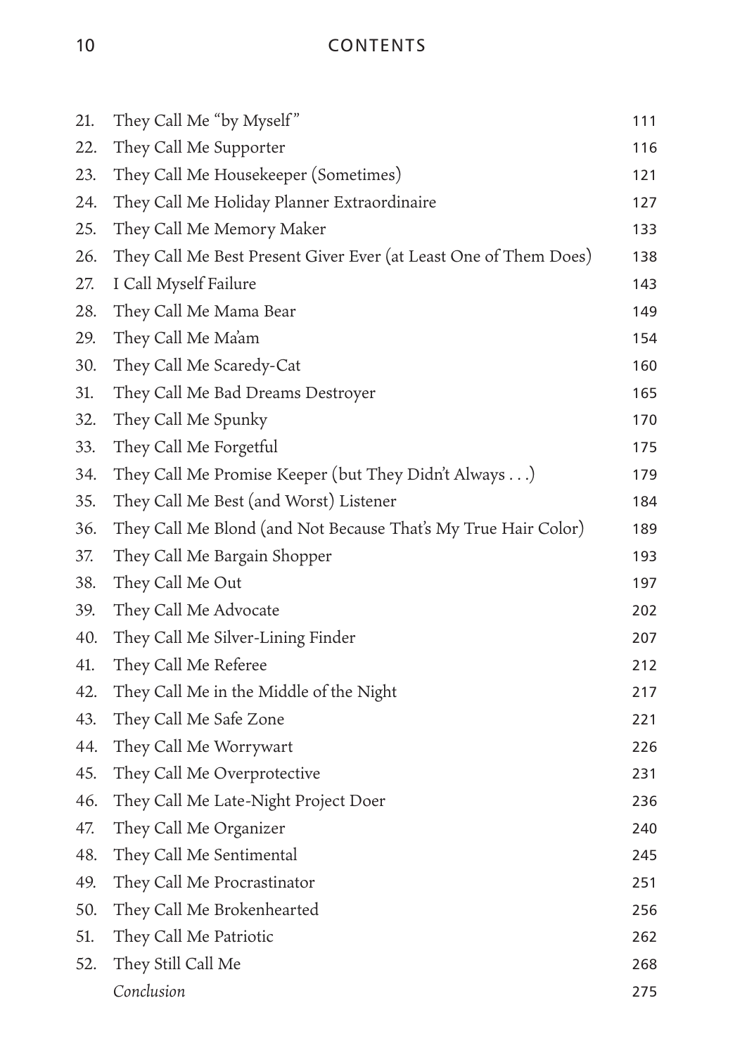| | | |
|---|---|---|
| 21. | They Call Me "by Myself" | 111 |
| 22. | They Call Me Supporter | 116 |
| 23. | They Call Me Housekeeper (Sometimes) | 121 |
| 24. | They Call Me Holiday Planner Extraordinaire | 127 |
| 25. | They Call Me Memory Maker | 133 |
| 26. | They Call Me Best Present Giver Ever (at Least One of Them Does) | 138 |
| 27. | I Call Myself Failure | 143 |
| 28. | They Call Me Mama Bear | 149 |
| 29. | They Call Me Ma'am | 154 |
| 30. | They Call Me Scaredy-Cat | 160 |
| 31. | They Call Me Bad Dreams Destroyer | 165 |
| 32. | They Call Me Spunky | 170 |
| 33. | They Call Me Forgetful | 175 |
| 34. | They Call Me Promise Keeper (but They Didn't Always . . .) | 179 |
| 35. | They Call Me Best (and Worst) Listener | 184 |
| 36. | They Call Me Blond (and Not Because That's My True Hair Color) | 189 |
| 37. | They Call Me Bargain Shopper | 193 |
| 38. | They Call Me Out | 197 |
| 39. | They Call Me Advocate | 202 |
| 40. | They Call Me Silver-Lining Finder | 207 |
| 41. | They Call Me Referee | 212 |
| 42. | They Call Me in the Middle of the Night | 217 |
| 43. | They Call Me Safe Zone | 221 |
| 44. | They Call Me Worrywart | 226 |
| 45. | They Call Me Overprotective | 231 |
| 46. | They Call Me Late-Night Project Doer | 236 |
| 47. | They Call Me Organizer | 240 |
| 48. | They Call Me Sentimental | 245 |
| 49. | They Call Me Procrastinator | 251 |
| 50. | They Call Me Brokenhearted | 256 |
| 51. | They Call Me Patriotic | 262 |
| 52. | They Still Call Me | 268 |
| | *Conclusion* | 275 |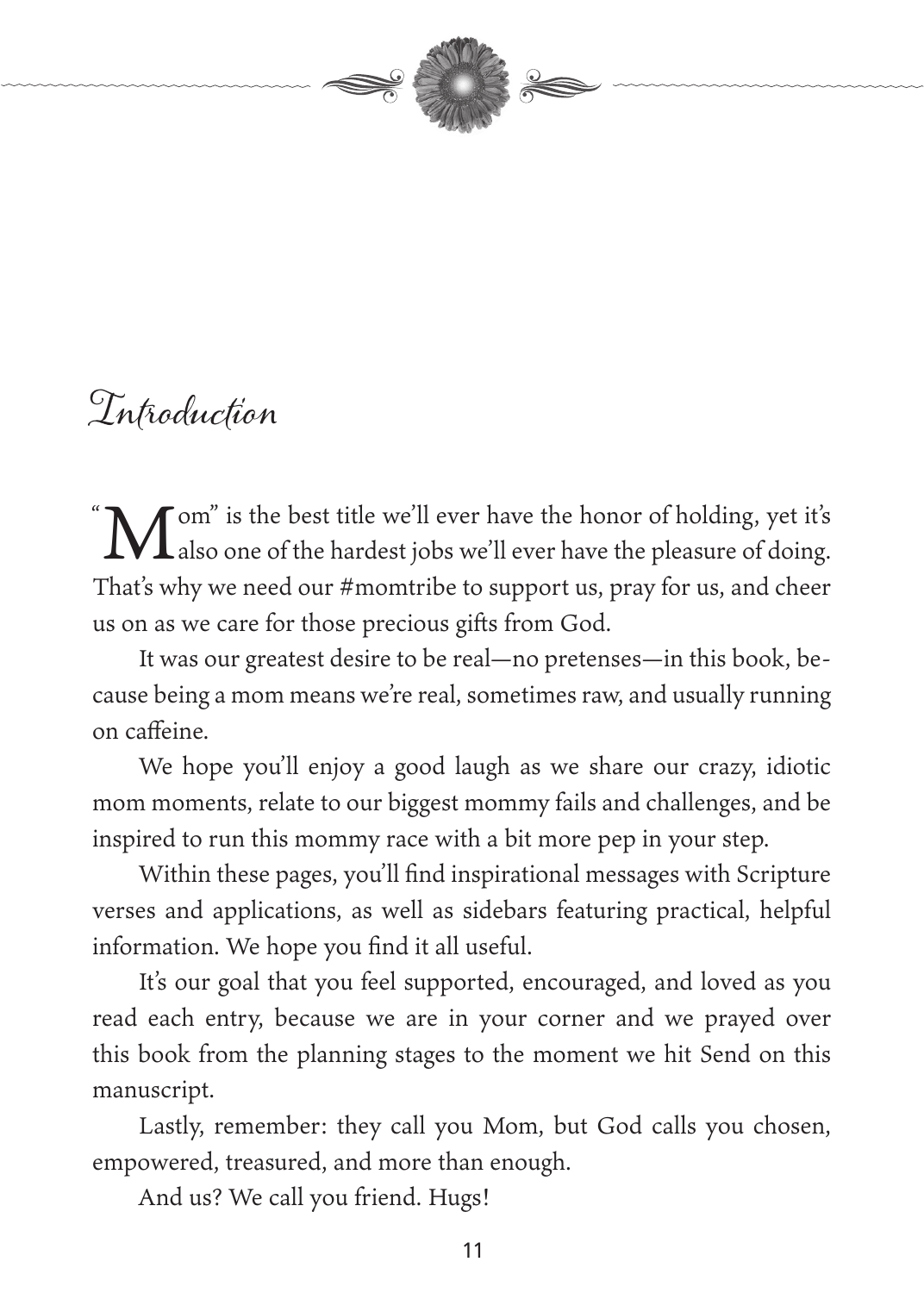# Introduction

"Mom" is the best title we'll ever have the honor of holding, yet it's also one of the hardest jobs we'll ever have the pleasure of doing. That's why we need our #momtribe to support us, pray for us, and cheer us on as we care for those precious gifts from God.

It was our greatest desire to be real—no pretenses—in this book, because being a mom means we're real, sometimes raw, and usually running on caffeine.

We hope you'll enjoy a good laugh as we share our crazy, idiotic mom moments, relate to our biggest mommy fails and challenges, and be inspired to run this mommy race with a bit more pep in your step.

Within these pages, you'll find inspirational messages with Scripture verses and applications, as well as sidebars featuring practical, helpful information. We hope you find it all useful.

It's our goal that you feel supported, encouraged, and loved as you read each entry, because we are in your corner and we prayed over this book from the planning stages to the moment we hit Send on this manuscript.

Lastly, remember: they call you Mom, but God calls you chosen, empowered, treasured, and more than enough.

And us? We call you friend. Hugs!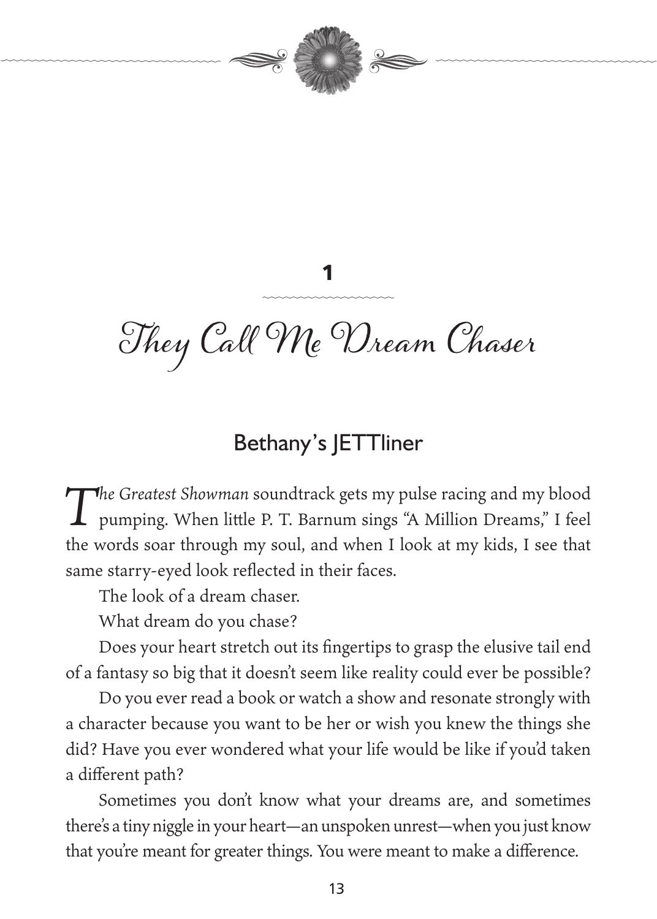# 1

# They Call Me Dream Chaser

## Bethany's JETTliner

*The Greatest Showman* soundtrack gets my pulse racing and my blood pumping. When little P. T. Barnum sings "A Million Dreams," I feel the words soar through my soul, and when I look at my kids, I see that same starry-eyed look reflected in their faces.

The look of a dream chaser.

What dream do you chase?

Does your heart stretch out its fingertips to grasp the elusive tail end of a fantasy so big that it doesn't seem like reality could ever be possible?

Do you ever read a book or watch a show and resonate strongly with a character because you want to be her or wish you knew the things she did? Have you ever wondered what your life would be like if you'd taken a different path?

Sometimes you don't know what your dreams are, and sometimes there's a tiny niggle in your heart—an unspoken unrest—when you just know that you're meant for greater things. You were meant to make a difference.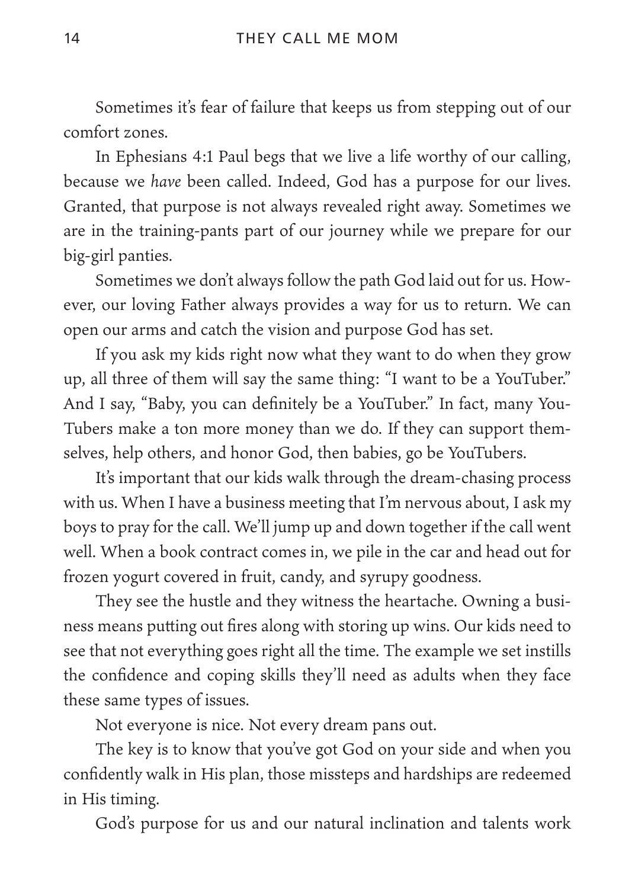Sometimes it's fear of failure that keeps us from stepping out of our comfort zones.

In Ephesians 4:1 Paul begs that we live a life worthy of our calling, because we *have* been called. Indeed, God has a purpose for our lives. Granted, that purpose is not always revealed right away. Sometimes we are in the training-pants part of our journey while we prepare for our big-girl panties.

Sometimes we don't always follow the path God laid out for us. However, our loving Father always provides a way for us to return. We can open our arms and catch the vision and purpose God has set.

If you ask my kids right now what they want to do when they grow up, all three of them will say the same thing: "I want to be a YouTuber." And I say, "Baby, you can definitely be a YouTuber." In fact, many YouTubers make a ton more money than we do. If they can support themselves, help others, and honor God, then babies, go be YouTubers.

It's important that our kids walk through the dream-chasing process with us. When I have a business meeting that I'm nervous about, I ask my boys to pray for the call. We'll jump up and down together if the call went well. When a book contract comes in, we pile in the car and head out for frozen yogurt covered in fruit, candy, and syrupy goodness.

They see the hustle and they witness the heartache. Owning a business means putting out fires along with storing up wins. Our kids need to see that not everything goes right all the time. The example we set instills the confidence and coping skills they'll need as adults when they face these same types of issues.

Not everyone is nice. Not every dream pans out.

The key is to know that you've got God on your side and when you confidently walk in His plan, those missteps and hardships are redeemed in His timing.

God's purpose for us and our natural inclination and talents work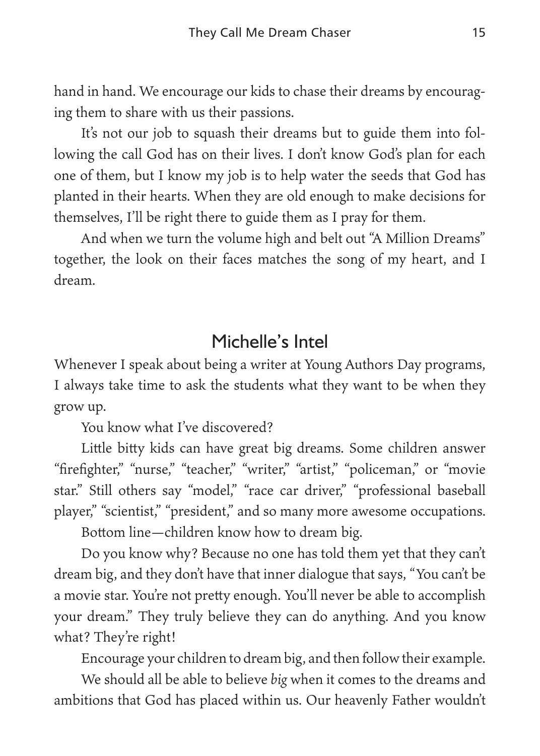hand in hand. We encourage our kids to chase their dreams by encouraging them to share with us their passions.

It's not our job to squash their dreams but to guide them into following the call God has on their lives. I don't know God's plan for each one of them, but I know my job is to help water the seeds that God has planted in their hearts. When they are old enough to make decisions for themselves, I'll be right there to guide them as I pray for them.

And when we turn the volume high and belt out "A Million Dreams" together, the look on their faces matches the song of my heart, and I dream.

## Michelle's Intel

Whenever I speak about being a writer at Young Authors Day programs, I always take time to ask the students what they want to be when they grow up.

You know what I've discovered?

Little bitty kids can have great big dreams. Some children answer "firefighter," "nurse," "teacher," "writer," "artist," "policeman," or "movie star." Still others say "model," "race car driver," "professional baseball player," "scientist," "president," and so many more awesome occupations.

Bottom line—children know how to dream big.

Do you know why? Because no one has told them yet that they can't dream big, and they don't have that inner dialogue that says, "You can't be a movie star. You're not pretty enough. You'll never be able to accomplish your dream." They truly believe they can do anything. And you know what? They're right!

Encourage your children to dream big, and then follow their example.

We should all be able to believe *big* when it comes to the dreams and ambitions that God has placed within us. Our heavenly Father wouldn't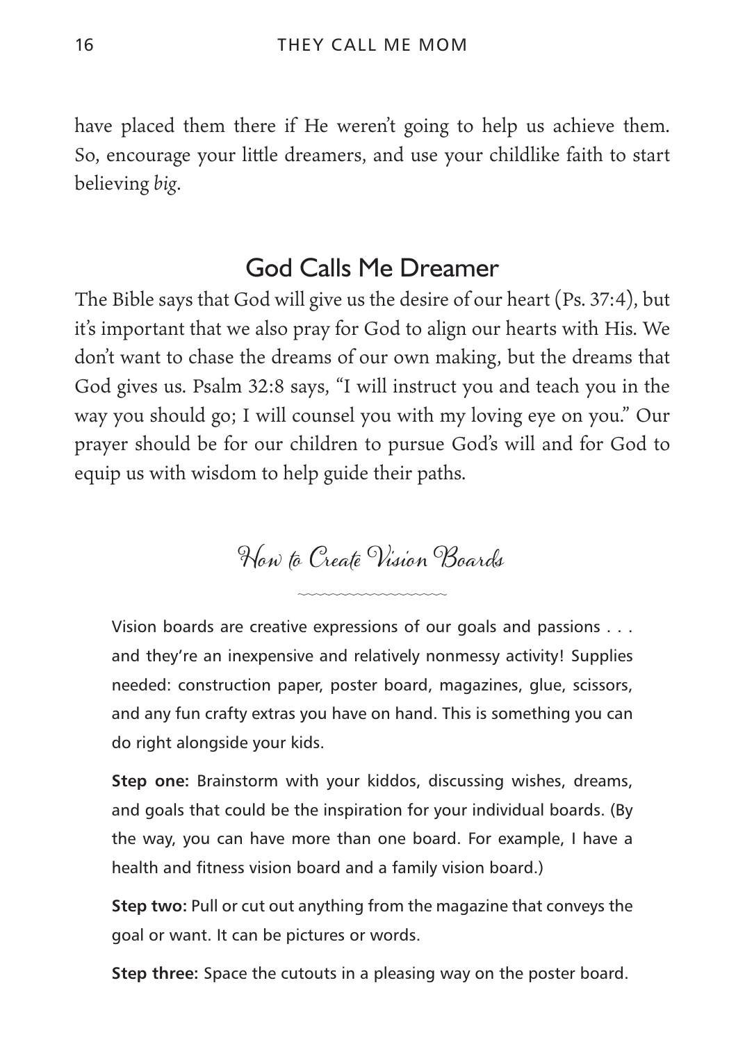have placed them there if He weren't going to help us achieve them. So, encourage your little dreamers, and use your childlike faith to start believing *big*.

## God Calls Me Dreamer

The Bible says that God will give us the desire of our heart (Ps. 37:4), but it's important that we also pray for God to align our hearts with His. We don't want to chase the dreams of our own making, but the dreams that God gives us. Psalm 32:8 says, "I will instruct you and teach you in the way you should go; I will counsel you with my loving eye on you." Our prayer should be for our children to pursue God's will and for God to equip us with wisdom to help guide their paths.

### How to Create Vision Boards

Vision boards are creative expressions of our goals and passions . . . and they're an inexpensive and relatively nonmessy activity! Supplies needed: construction paper, poster board, magazines, glue, scissors, and any fun crafty extras you have on hand. This is something you can do right alongside your kids.

**Step one:** Brainstorm with your kiddos, discussing wishes, dreams, and goals that could be the inspiration for your individual boards. (By the way, you can have more than one board. For example, I have a health and fitness vision board and a family vision board.)

**Step two:** Pull or cut out anything from the magazine that conveys the goal or want. It can be pictures or words.

**Step three:** Space the cutouts in a pleasing way on the poster board.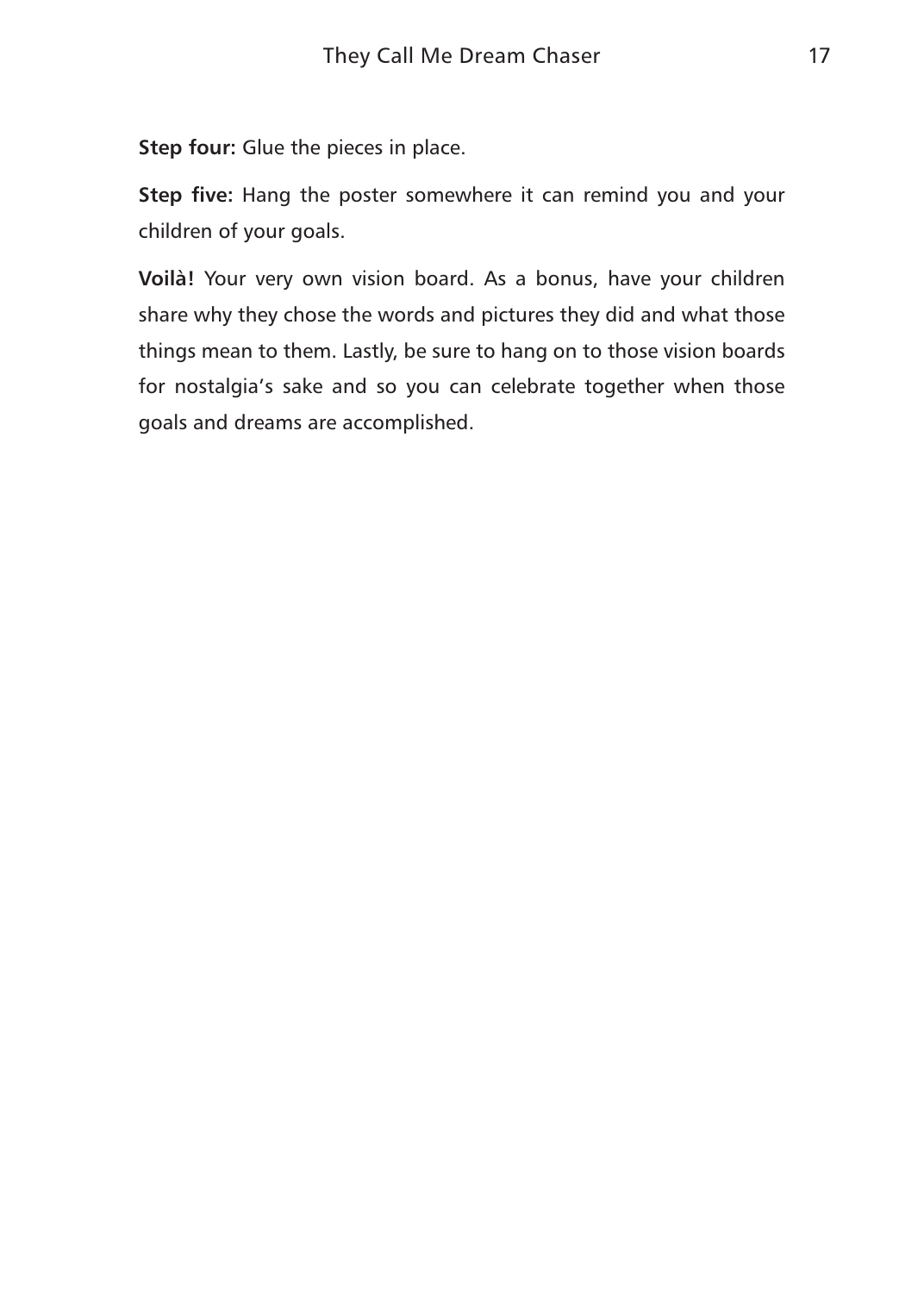**Step four:** Glue the pieces in place.

**Step five:** Hang the poster somewhere it can remind you and your children of your goals.

**Voilà!** Your very own vision board. As a bonus, have your children share why they chose the words and pictures they did and what those things mean to them. Lastly, be sure to hang on to those vision boards for nostalgia's sake and so you can celebrate together when those goals and dreams are accomplished.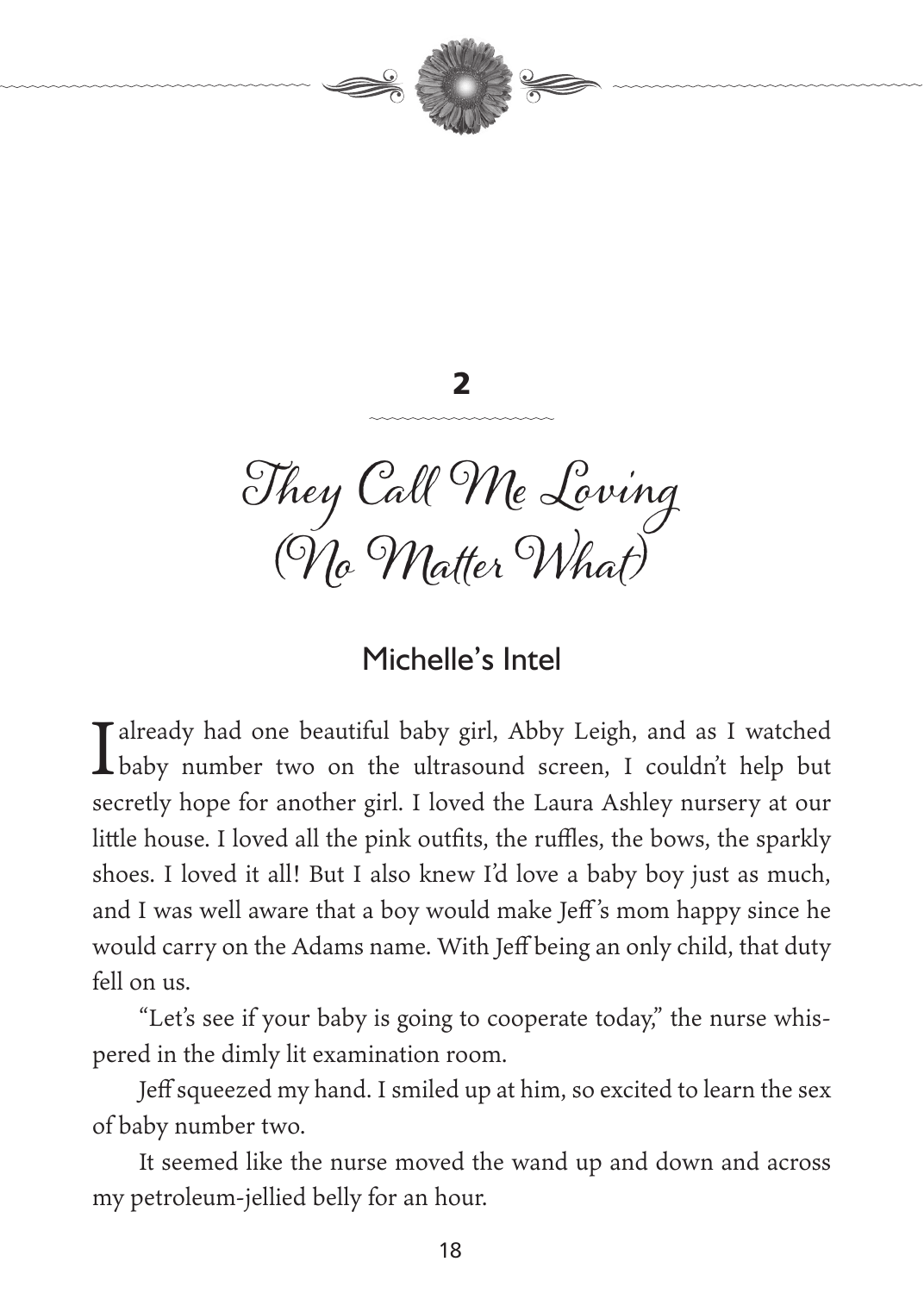## 2

# They Call Me Loving (No Matter What)

### Michelle's Intel

I already had one beautiful baby girl, Abby Leigh, and as I watched baby number two on the ultrasound screen, I couldn't help but secretly hope for another girl. I loved the Laura Ashley nursery at our little house. I loved all the pink outfits, the ruffles, the bows, the sparkly shoes. I loved it all! But I also knew I'd love a baby boy just as much, and I was well aware that a boy would make Jeff's mom happy since he would carry on the Adams name. With Jeff being an only child, that duty fell on us.

"Let's see if your baby is going to cooperate today," the nurse whispered in the dimly lit examination room.

Jeff squeezed my hand. I smiled up at him, so excited to learn the sex of baby number two.

It seemed like the nurse moved the wand up and down and across my petroleum-jellied belly for an hour.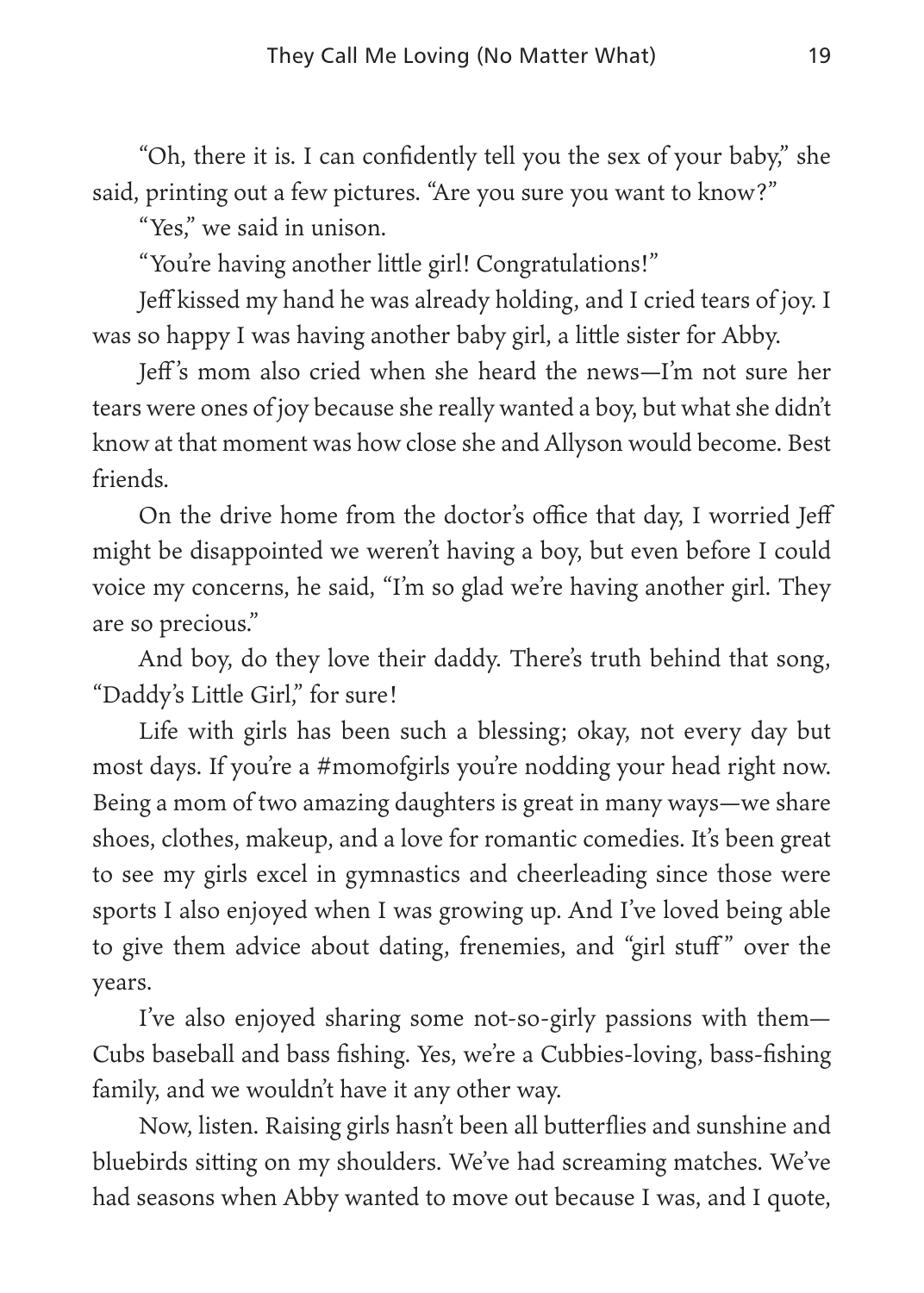"Oh, there it is. I can confidently tell you the sex of your baby," she said, printing out a few pictures. "Are you sure you want to know?"

"Yes," we said in unison.

"You're having another little girl! Congratulations!"

Jeff kissed my hand he was already holding, and I cried tears of joy. I was so happy I was having another baby girl, a little sister for Abby.

Jeff's mom also cried when she heard the news—I'm not sure her tears were ones of joy because she really wanted a boy, but what she didn't know at that moment was how close she and Allyson would become. Best friends.

On the drive home from the doctor's office that day, I worried Jeff might be disappointed we weren't having a boy, but even before I could voice my concerns, he said, "I'm so glad we're having another girl. They are so precious."

And boy, do they love their daddy. There's truth behind that song, "Daddy's Little Girl," for sure!

Life with girls has been such a blessing; okay, not every day but most days. If you're a #momofgirls you're nodding your head right now. Being a mom of two amazing daughters is great in many ways—we share shoes, clothes, makeup, and a love for romantic comedies. It's been great to see my girls excel in gymnastics and cheerleading since those were sports I also enjoyed when I was growing up. And I've loved being able to give them advice about dating, frenemies, and "girl stuff" over the years.

I've also enjoyed sharing some not-so-girly passions with them—Cubs baseball and bass fishing. Yes, we're a Cubbies-loving, bass-fishing family, and we wouldn't have it any other way.

Now, listen. Raising girls hasn't been all butterflies and sunshine and bluebirds sitting on my shoulders. We've had screaming matches. We've had seasons when Abby wanted to move out because I was, and I quote,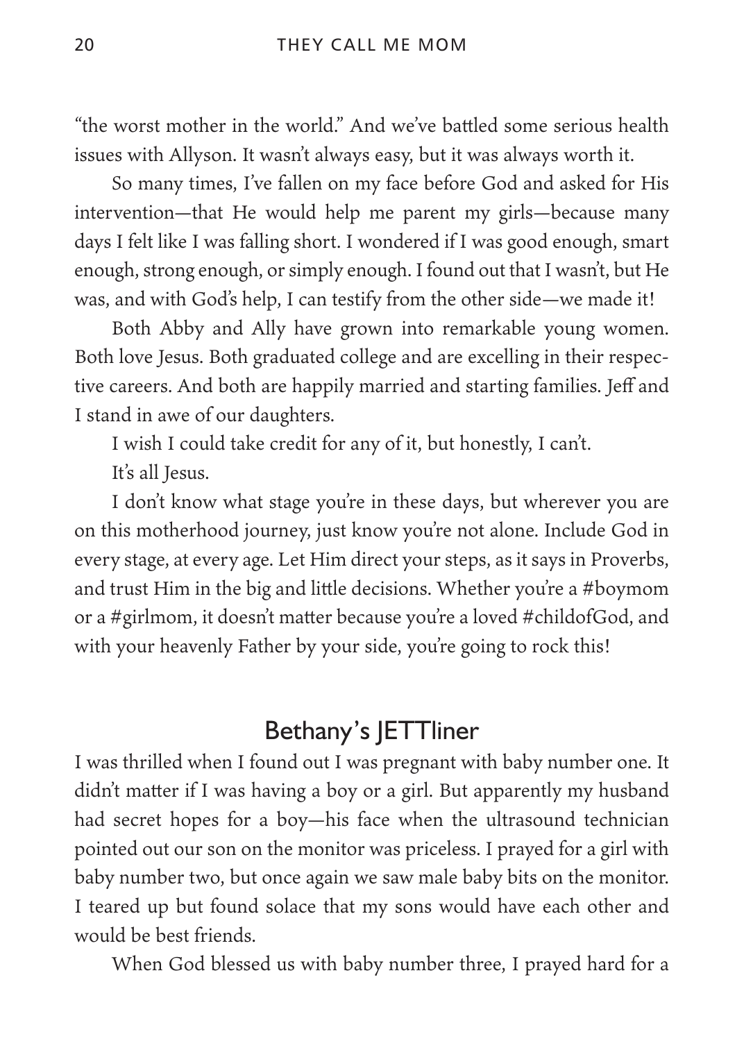"the worst mother in the world." And we've battled some serious health issues with Allyson. It wasn't always easy, but it was always worth it.

So many times, I've fallen on my face before God and asked for His intervention—that He would help me parent my girls—because many days I felt like I was falling short. I wondered if I was good enough, smart enough, strong enough, or simply enough. I found out that I wasn't, but He was, and with God's help, I can testify from the other side—we made it!

Both Abby and Ally have grown into remarkable young women. Both love Jesus. Both graduated college and are excelling in their respective careers. And both are happily married and starting families. Jeff and I stand in awe of our daughters.

I wish I could take credit for any of it, but honestly, I can't.

It's all Jesus.

I don't know what stage you're in these days, but wherever you are on this motherhood journey, just know you're not alone. Include God in every stage, at every age. Let Him direct your steps, as it says in Proverbs, and trust Him in the big and little decisions. Whether you're a #boymom or a #girlmom, it doesn't matter because you're a loved #childofGod, and with your heavenly Father by your side, you're going to rock this!

## Bethany's JETTliner

I was thrilled when I found out I was pregnant with baby number one. It didn't matter if I was having a boy or a girl. But apparently my husband had secret hopes for a boy—his face when the ultrasound technician pointed out our son on the monitor was priceless. I prayed for a girl with baby number two, but once again we saw male baby bits on the monitor. I teared up but found solace that my sons would have each other and would be best friends.

When God blessed us with baby number three, I prayed hard for a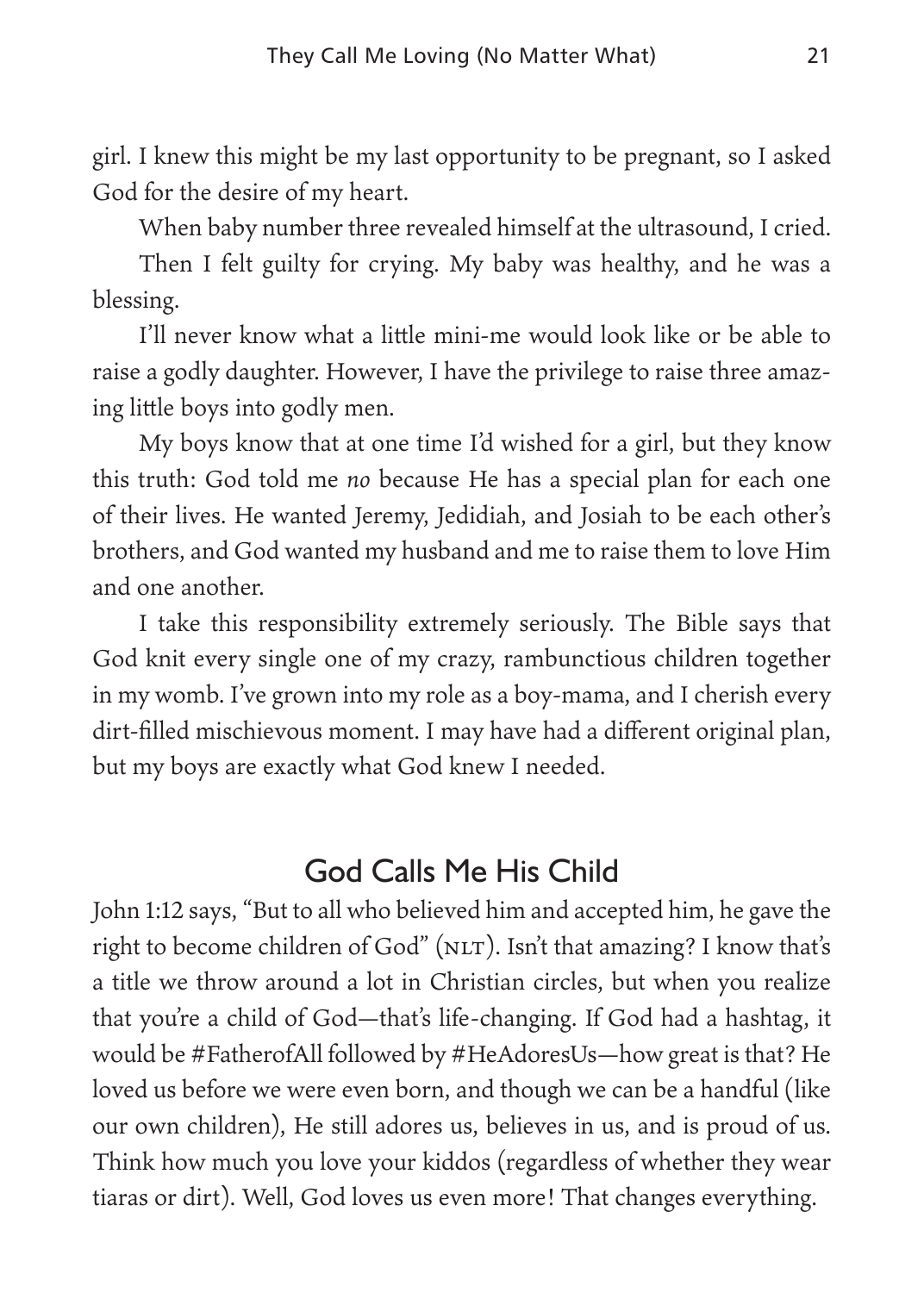girl. I knew this might be my last opportunity to be pregnant, so I asked God for the desire of my heart.

When baby number three revealed himself at the ultrasound, I cried.

Then I felt guilty for crying. My baby was healthy, and he was a blessing.

I'll never know what a little mini-me would look like or be able to raise a godly daughter. However, I have the privilege to raise three amazing little boys into godly men.

My boys know that at one time I'd wished for a girl, but they know this truth: God told me *no* because He has a special plan for each one of their lives. He wanted Jeremy, Jedidiah, and Josiah to be each other's brothers, and God wanted my husband and me to raise them to love Him and one another.

I take this responsibility extremely seriously. The Bible says that God knit every single one of my crazy, rambunctious children together in my womb. I've grown into my role as a boy-mama, and I cherish every dirt-filled mischievous moment. I may have had a different original plan, but my boys are exactly what God knew I needed.

## God Calls Me His Child

John 1:12 says, "But to all who believed him and accepted him, he gave the right to become children of God" (NLT). Isn't that amazing? I know that's a title we throw around a lot in Christian circles, but when you realize that you're a child of God—that's life-changing. If God had a hashtag, it would be #FatherofAll followed by #HeAdoresUs—how great is that? He loved us before we were even born, and though we can be a handful (like our own children), He still adores us, believes in us, and is proud of us. Think how much you love your kiddos (regardless of whether they wear tiaras or dirt). Well, God loves us even more! That changes everything.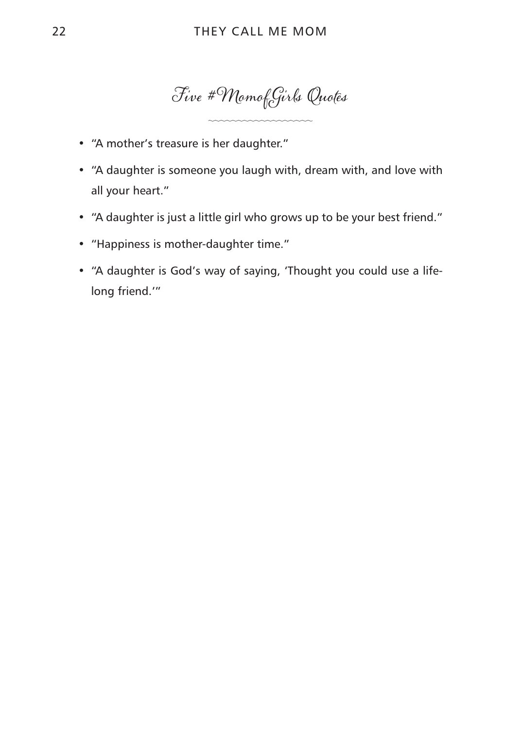## Five #MomofGirls Quotes

- "A mother's treasure is her daughter."
- "A daughter is someone you laugh with, dream with, and love with all your heart."
- "A daughter is just a little girl who grows up to be your best friend."
- "Happiness is mother-daughter time."
- "A daughter is God's way of saying, 'Thought you could use a lifelong friend.'"